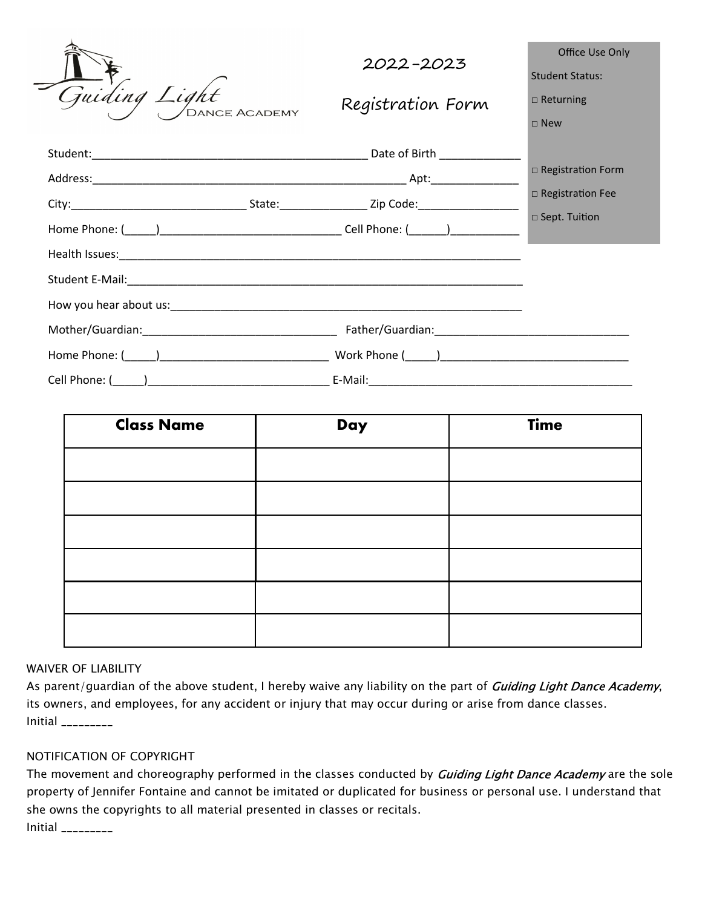Guiding Light DANCE ACADEMY

# 2022-2023

# Registration Form

Office Use Only

Student Status:

□ Returning

□ New

□ Registration Form

□ Registration Fee

□ Sept. Tuition

Student:___________________________________________ Date of Birth _____________

Address:__________________________________________________ Apt:______________

City:____________________________ State:______________ Zip Code:________________

Home Phone: (_____)_____________________________ Cell Phone: (______)___________

Health Issues:_________________________________________________________________

Student E-Mail:________________________________________________________________

How you hear about us:_________________________________________________________

Mother/Guardian:_______________________________ Father/Guardian:_______________________________

Home Phone: (_____)___________________________ Work Phone (_____)_____________________________

Cell Phone: (_____)_____________________________ E-Mail:__________________________________________

| Class Name | Day | Time |
|---|---|---|
| | | |
| | | |
| | | |
| | | |
| | | |
| | | |

WAIVER OF LIABILITY

As parent/guardian of the above student, I hereby waive any liability on the part of *Guiding Light Dance Academy*, its owners, and employees, for any accident or injury that may occur during or arise from dance classes.

Initial _________

NOTIFICATION OF COPYRIGHT

The movement and choreography performed in the classes conducted by *Guiding Light Dance Academy* are the sole property of Jennifer Fontaine and cannot be imitated or duplicated for business or personal use. I understand that she owns the copyrights to all material presented in classes or recitals.

Initial _________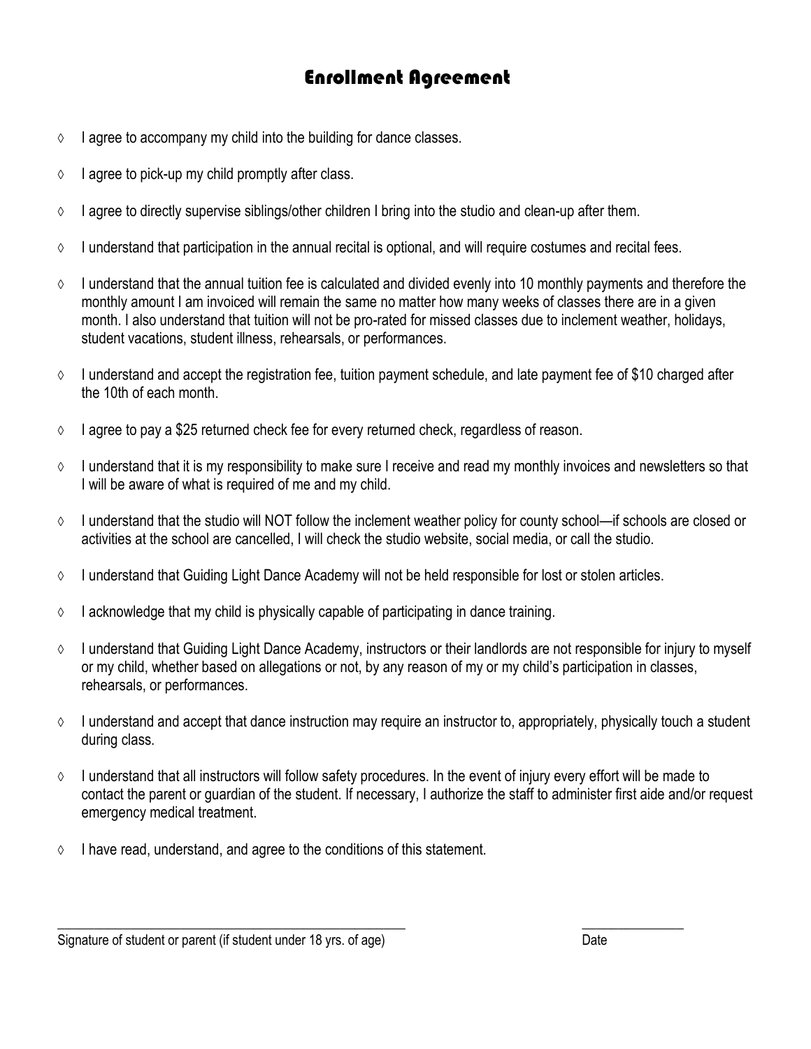# Enrollment Agreement

- ◊ I agree to accompany my child into the building for dance classes.
- ◊ I agree to pick-up my child promptly after class.
- ◊ I agree to directly supervise siblings/other children I bring into the studio and clean-up after them.
- ◊ I understand that participation in the annual recital is optional, and will require costumes and recital fees.
- ◊ I understand that the annual tuition fee is calculated and divided evenly into 10 monthly payments and therefore the monthly amount I am invoiced will remain the same no matter how many weeks of classes there are in a given month. I also understand that tuition will not be pro-rated for missed classes due to inclement weather, holidays, student vacations, student illness, rehearsals, or performances.
- ◊ I understand and accept the registration fee, tuition payment schedule, and late payment fee of $10 charged after the 10th of each month.
- ◊ I agree to pay a $25 returned check fee for every returned check, regardless of reason.
- ◊ I understand that it is my responsibility to make sure I receive and read my monthly invoices and newsletters so that I will be aware of what is required of me and my child.
- ◊ I understand that the studio will NOT follow the inclement weather policy for county school—if schools are closed or activities at the school are cancelled, I will check the studio website, social media, or call the studio.
- ◊ I understand that Guiding Light Dance Academy will not be held responsible for lost or stolen articles.
- ◊ I acknowledge that my child is physically capable of participating in dance training.
- ◊ I understand that Guiding Light Dance Academy, instructors or their landlords are not responsible for injury to myself or my child, whether based on allegations or not, by any reason of my or my child's participation in classes, rehearsals, or performances.
- ◊ I understand and accept that dance instruction may require an instructor to, appropriately, physically touch a student during class.
- ◊ I understand that all instructors will follow safety procedures. In the event of injury every effort will be made to contact the parent or guardian of the student. If necessary, I authorize the staff to administer first aide and/or request emergency medical treatment.
- ◊ I have read, understand, and agree to the conditions of this statement.

\_\_\_\_\_\_\_\_\_\_\_\_\_\_\_\_\_\_\_\_\_\_\_\_\_\_\_\_\_\_\_\_\_\_\_\_\_\_\_\_\_\_\_\_\_\_\_\_ \_\_\_\_\_\_\_\_\_\_\_\_\_\_\_

Signature of student or parent (if student under 18 yrs. of age) Date